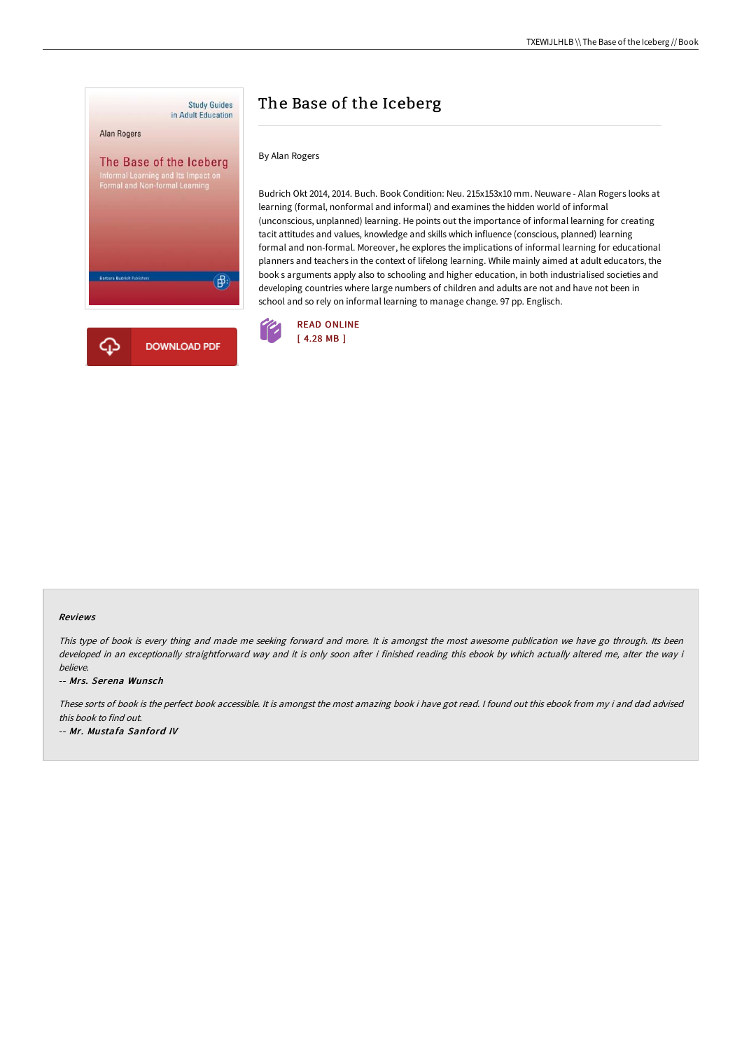# The Base of the Iceberg

By Alan Rogers

Budrich Okt 2014, 2014. Buch. Book Condition: Neu. 215x153x10 mm. Neuware - Alan Rogers looks at learning (formal, nonformal and informal) and examines the hidden world of informal (unconscious, unplanned) learning. He points out the importance of informal learning for creating tacit attitudes and values, knowledge and skills which influence (conscious, planned) learning formal and non-formal. Moreover, he explores the implications of informal learning for educational planners and teachers in the context of lifelong learning. While mainly aimed at adult educators, the book s arguments apply also to schooling and higher education, in both industrialised societies and developing countries where large numbers of children and adults are not and have not been in school and so rely on informal learning to manage change. 97 pp. Englisch.

READ ONLINE
[ 4.28 MB ]

DOWNLOAD PDF

## Reviews

*This type of book is every thing and made me seeking forward and more. It is amongst the most awesome publication we have go through. Its been developed in an exceptionally straightforward way and it is only soon after i finished reading this ebook by which actually altered me, alter the way i believe.*

-- *Mrs. Serena Wunsch*

*These sorts of book is the perfect book accessible. It is amongst the most amazing book i have got read. I found out this ebook from my i and dad advised this book to find out.*

-- *Mr. Mustafa Sanford IV*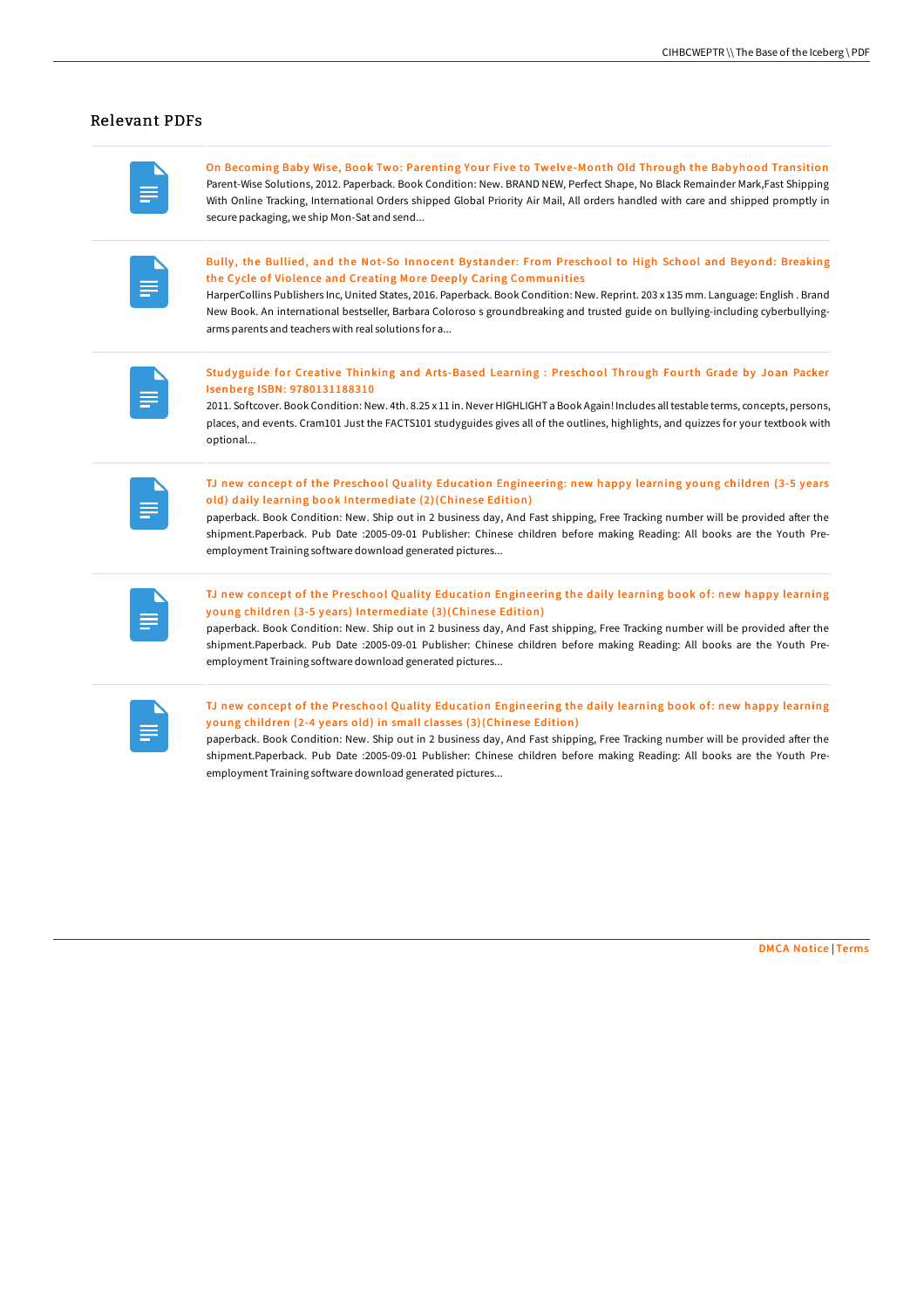## Relevant PDFs

**On Becoming Baby Wise, Book Two: Parenting Your Five to Twelve-Month Old Through the Babyhood Transition**

Parent-Wise Solutions, 2012. Paperback. Book Condition: New. BRAND NEW, Perfect Shape, No Black Remainder Mark,Fast Shipping With Online Tracking, International Orders shipped Global Priority Air Mail, All orders handled with care and shipped promptly in secure packaging, we ship Mon-Sat and send...

**Bully, the Bullied, and the Not-So Innocent Bystander: From Preschool to High School and Beyond: Breaking the Cycle of Violence and Creating More Deeply Caring Communities**

HarperCollins Publishers Inc, United States, 2016. Paperback. Book Condition: New. Reprint. 203 x 135 mm. Language: English . Brand New Book. An international bestseller, Barbara Coloroso s groundbreaking and trusted guide on bullying-including cyberbullying-arms parents and teachers with real solutions for a...

**Studyguide for Creative Thinking and Arts-Based Learning : Preschool Through Fourth Grade by Joan Packer Isenberg ISBN: 9780131188310**

2011. Softcover. Book Condition: New. 4th. 8.25 x 11 in. Never HIGHLIGHT a Book Again! Includes all testable terms, concepts, persons, places, and events. Cram101 Just the FACTS101 studyguides gives all of the outlines, highlights, and quizzes for your textbook with optional...

**TJ new concept of the Preschool Quality Education Engineering: new happy learning young children (3-5 years old) daily learning book Intermediate (2)(Chinese Edition)**

paperback. Book Condition: New. Ship out in 2 business day, And Fast shipping, Free Tracking number will be provided after the shipment.Paperback. Pub Date :2005-09-01 Publisher: Chinese children before making Reading: All books are the Youth Pre-employment Training software download generated pictures...

**TJ new concept of the Preschool Quality Education Engineering the daily learning book of: new happy learning young children (3-5 years) Intermediate (3)(Chinese Edition)**

paperback. Book Condition: New. Ship out in 2 business day, And Fast shipping, Free Tracking number will be provided after the shipment.Paperback. Pub Date :2005-09-01 Publisher: Chinese children before making Reading: All books are the Youth Pre-employment Training software download generated pictures...

**TJ new concept of the Preschool Quality Education Engineering the daily learning book of: new happy learning young children (2-4 years old) in small classes (3)(Chinese Edition)**

paperback. Book Condition: New. Ship out in 2 business day, And Fast shipping, Free Tracking number will be provided after the shipment.Paperback. Pub Date :2005-09-01 Publisher: Chinese children before making Reading: All books are the Youth Pre-employment Training software download generated pictures...

DMCA Notice | Terms